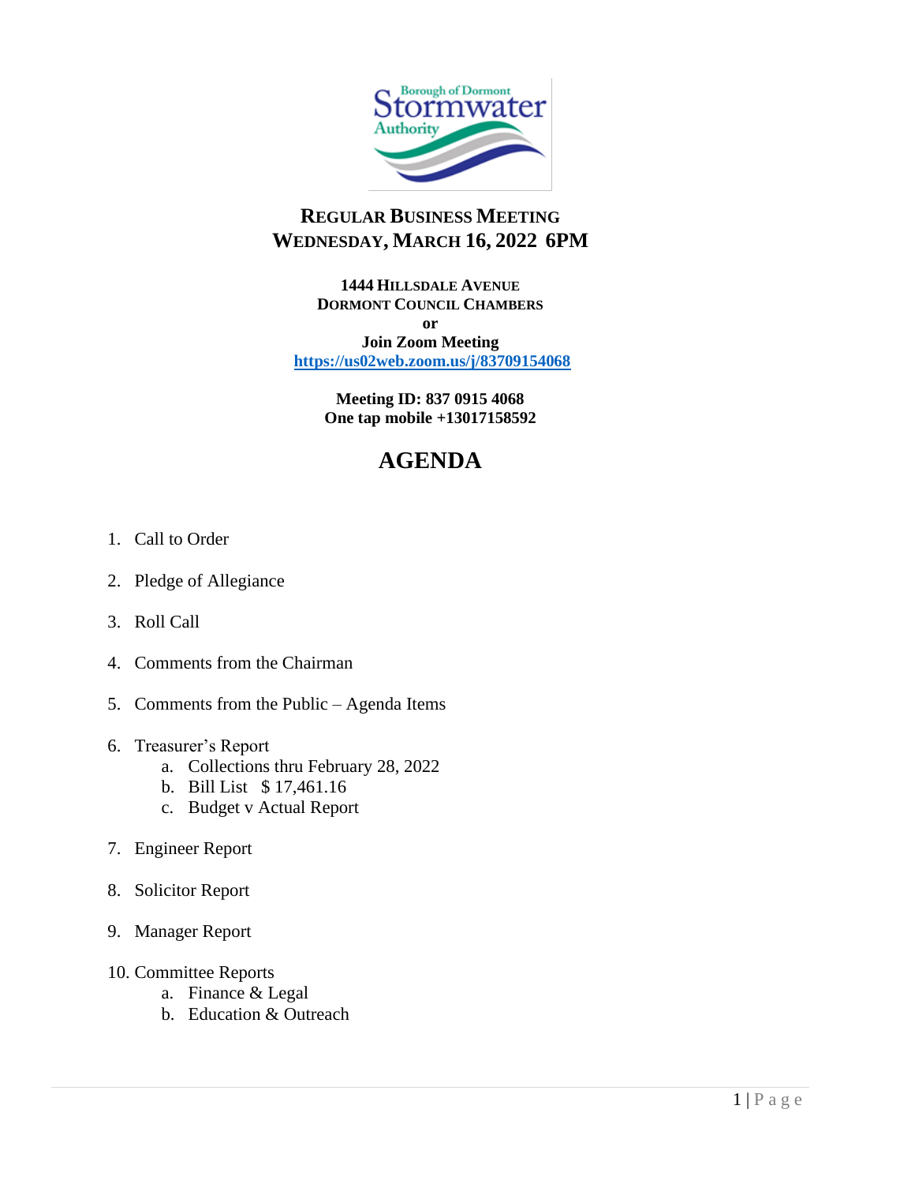Borough of Dormont Stormwater Authority

# REGULAR BUSINESS MEETING
# WEDNESDAY, MARCH 16, 2022 6PM

**1444 HILLSDALE AVENUE**
**DORMONT COUNCIL CHAMBERS**
**or**
**Join Zoom Meeting**
**https://us02web.zoom.us/j/83709154068**

**Meeting ID: 837 0915 4068**
**One tap mobile +13017158592**

## AGENDA

1. Call to Order
2. Pledge of Allegiance
3. Roll Call
4. Comments from the Chairman
5. Comments from the Public – Agenda Items
6. Treasurer's Report
   a. Collections thru February 28, 2022
   b. Bill List $ 17,461.16
   c. Budget v Actual Report
7. Engineer Report
8. Solicitor Report
9. Manager Report
10. Committee Reports
    a. Finance & Legal
    b. Education & Outreach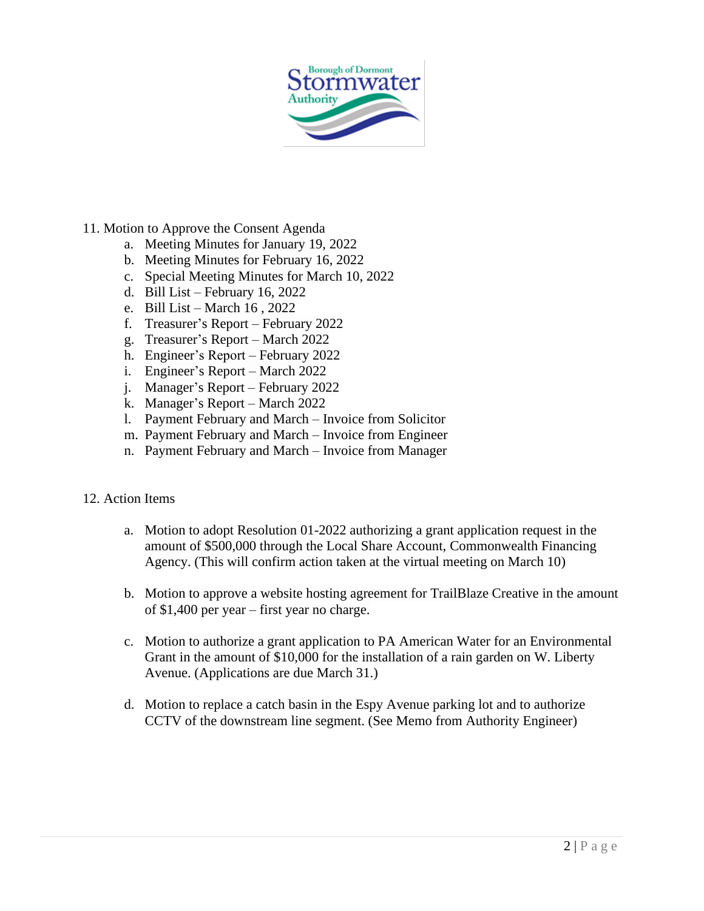11. Motion to Approve the Consent Agenda
    a. Meeting Minutes for January 19, 2022
    b. Meeting Minutes for February 16, 2022
    c. Special Meeting Minutes for March 10, 2022
    d. Bill List – February 16, 2022
    e. Bill List – March 16 , 2022
    f. Treasurer's Report – February 2022
    g. Treasurer's Report – March 2022
    h. Engineer's Report – February 2022
    i. Engineer's Report – March 2022
    j. Manager's Report – February 2022
    k. Manager's Report – March 2022
    l. Payment February and March – Invoice from Solicitor
    m. Payment February and March – Invoice from Engineer
    n. Payment February and March – Invoice from Manager

12. Action Items

    a. Motion to adopt Resolution 01-2022 authorizing a grant application request in the amount of $500,000 through the Local Share Account, Commonwealth Financing Agency. (This will confirm action taken at the virtual meeting on March 10)

    b. Motion to approve a website hosting agreement for TrailBlaze Creative in the amount of $1,400 per year – first year no charge.

    c. Motion to authorize a grant application to PA American Water for an Environmental Grant in the amount of $10,000 for the installation of a rain garden on W. Liberty Avenue. (Applications are due March 31.)

    d. Motion to replace a catch basin in the Espy Avenue parking lot and to authorize CCTV of the downstream line segment. (See Memo from Authority Engineer)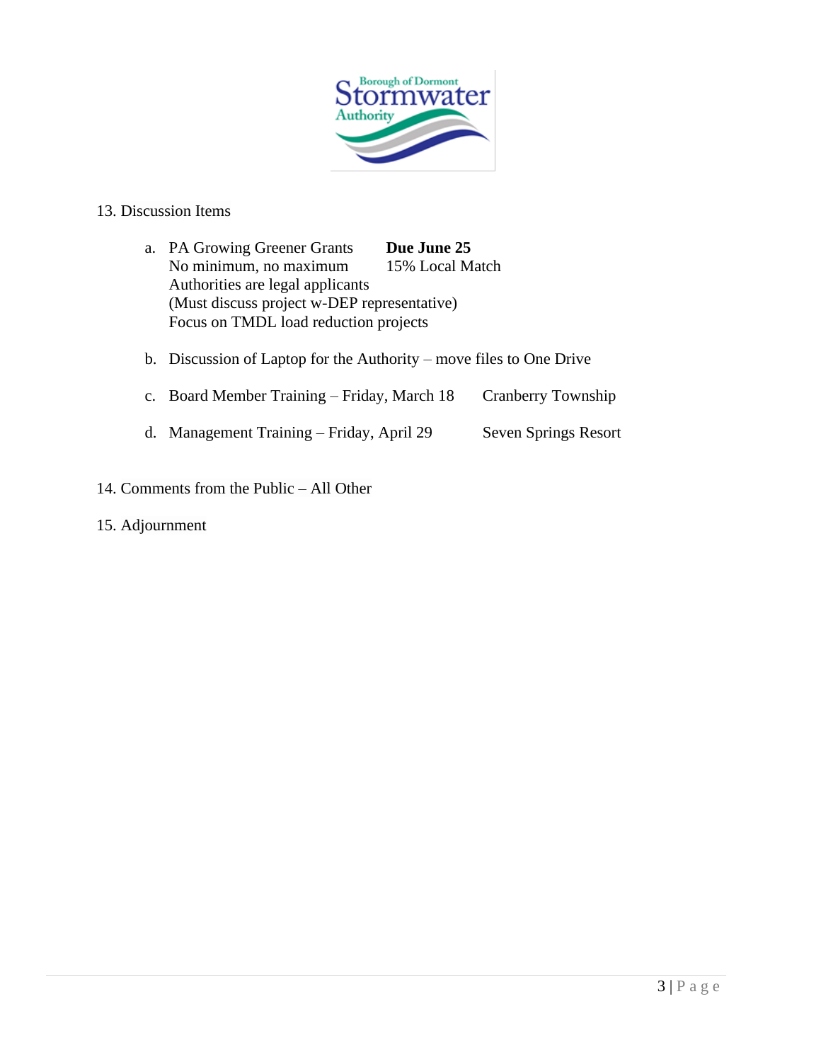13. Discussion Items

   a. PA Growing Greener Grants **Due June 25**
      No minimum, no maximum 15% Local Match
      Authorities are legal applicants
      (Must discuss project w-DEP representative)
      Focus on TMDL load reduction projects

   b. Discussion of Laptop for the Authority – move files to One Drive

   c. Board Member Training – Friday, March 18 Cranberry Township

   d. Management Training – Friday, April 29 Seven Springs Resort

14. Comments from the Public – All Other

15. Adjournment